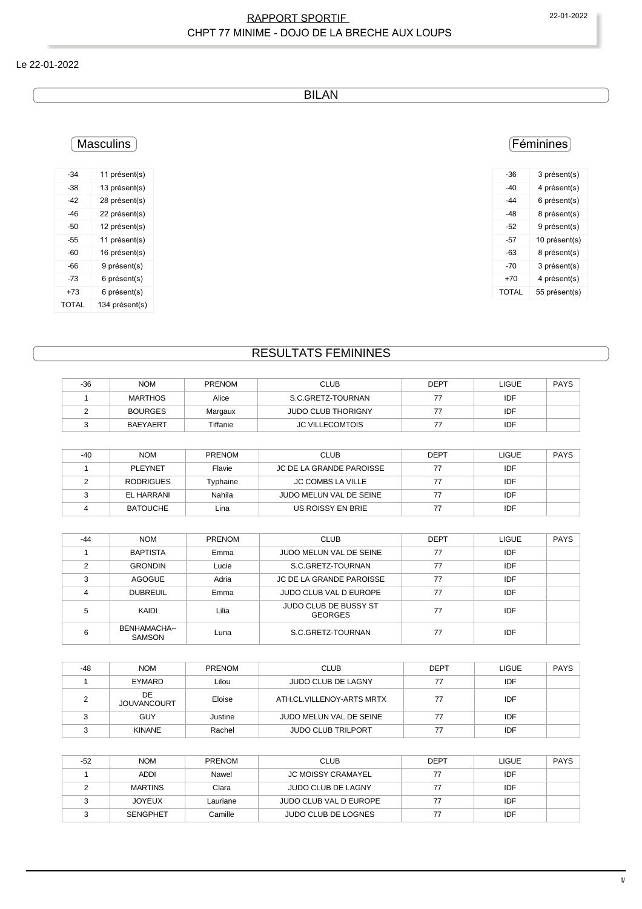# RAPPORT SPORTIF

## CHPT 77 MINIME - DOJO DE LA BRECHE AUX LOUPS

Le 22-01-2022

## BILAN

### Masculins

| | |
|---|---|
| -34 | 11 présent(s) |
| -38 | 13 présent(s) |
| -42 | 28 présent(s) |
| -46 | 22 présent(s) |
| -50 | 12 présent(s) |
| -55 | 11 présent(s) |
| -60 | 16 présent(s) |
| -66 | 9 présent(s) |
| -73 | 6 présent(s) |
| +73 | 6 présent(s) |
| TOTAL | 134 présent(s) |

### Féminines

| | |
|---|---|
| -36 | 3 présent(s) |
| -40 | 4 présent(s) |
| -44 | 6 présent(s) |
| -48 | 8 présent(s) |
| -52 | 9 présent(s) |
| -57 | 10 présent(s) |
| -63 | 8 présent(s) |
| -70 | 3 présent(s) |
| +70 | 4 présent(s) |
| TOTAL | 55 présent(s) |

## RESULTATS FEMININES

| -36 | NOM | PRENOM | CLUB | DEPT | LIGUE | PAYS |
|---|---|---|---|---|---|---|
| 1 | MARTHOS | Alice | S.C.GRETZ-TOURNAN | 77 | IDF | |
| 2 | BOURGES | Margaux | JUDO CLUB THORIGNY | 77 | IDF | |
| 3 | BAEYAERT | Tiffanie | JC VILLECOMTOIS | 77 | IDF | |

| -40 | NOM | PRENOM | CLUB | DEPT | LIGUE | PAYS |
|---|---|---|---|---|---|---|
| 1 | PLEYNET | Flavie | JC DE LA GRANDE PAROISSE | 77 | IDF | |
| 2 | RODRIGUES | Typhaine | JC COMBS LA VILLE | 77 | IDF | |
| 3 | EL HARRANI | Nahila | JUDO MELUN VAL DE SEINE | 77 | IDF | |
| 4 | BATOUCHE | Lina | US ROISSY EN BRIE | 77 | IDF | |

| -44 | NOM | PRENOM | CLUB | DEPT | LIGUE | PAYS |
|---|---|---|---|---|---|---|
| 1 | BAPTISTA | Emma | JUDO MELUN VAL DE SEINE | 77 | IDF | |
| 2 | GRONDIN | Lucie | S.C.GRETZ-TOURNAN | 77 | IDF | |
| 3 | AGOGUE | Adria | JC DE LA GRANDE PAROISSE | 77 | IDF | |
| 4 | DUBREUIL | Emma | JUDO CLUB VAL D EUROPE | 77 | IDF | |
| 5 | KAIDI | Lilia | JUDO CLUB DE BUSSY ST GEORGES | 77 | IDF | |
| 6 | BENHAMACHA--SAMSON | Luna | S.C.GRETZ-TOURNAN | 77 | IDF | |

| -48 | NOM | PRENOM | CLUB | DEPT | LIGUE | PAYS |
|---|---|---|---|---|---|---|
| 1 | EYMARD | Lilou | JUDO CLUB DE LAGNY | 77 | IDF | |
| 2 | DE JOUVANCOURT | Eloise | ATH.CL.VILLENOY-ARTS MRTX | 77 | IDF | |
| 3 | GUY | Justine | JUDO MELUN VAL DE SEINE | 77 | IDF | |
| 3 | KINANE | Rachel | JUDO CLUB TRILPORT | 77 | IDF | |

| -52 | NOM | PRENOM | CLUB | DEPT | LIGUE | PAYS |
|---|---|---|---|---|---|---|
| 1 | ADDI | Nawel | JC MOISSY CRAMAYEL | 77 | IDF | |
| 2 | MARTINS | Clara | JUDO CLUB DE LAGNY | 77 | IDF | |
| 3 | JOYEUX | Lauriane | JUDO CLUB VAL D EUROPE | 77 | IDF | |
| 3 | SENGPHET | Camille | JUDO CLUB DE LOGNES | 77 | IDF | |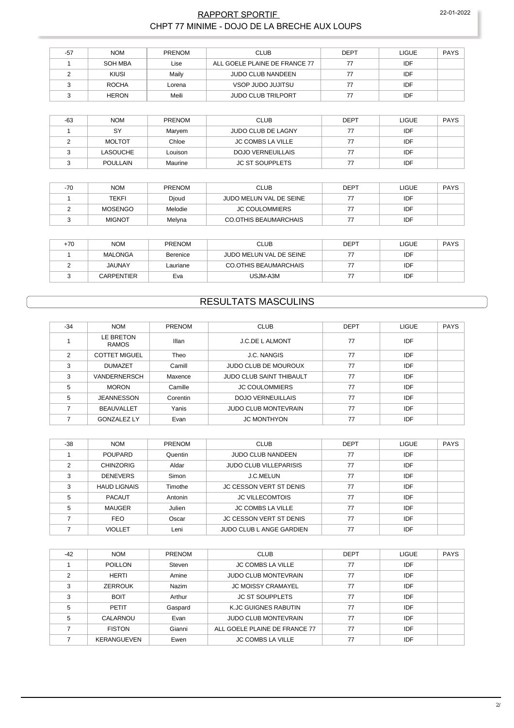## RAPPORT SPORTIF
## CHPT 77 MINIME - DOJO DE LA BRECHE AUX LOUPS

| -57 | NOM | PRENOM | CLUB | DEPT | LIGUE | PAYS |
|---|---|---|---|---|---|---|
| 1 | SOH MBA | Lise | ALL GOELE PLAINE DE FRANCE 77 | 77 | IDF | |
| 2 | KIUSI | Maily | JUDO CLUB NANDEEN | 77 | IDF | |
| 3 | ROCHA | Lorena | VSOP JUDO JUJITSU | 77 | IDF | |
| 3 | HERON | Meili | JUDO CLUB TRILPORT | 77 | IDF | |

| -63 | NOM | PRENOM | CLUB | DEPT | LIGUE | PAYS |
|---|---|---|---|---|---|---|
| 1 | SY | Maryem | JUDO CLUB DE LAGNY | 77 | IDF | |
| 2 | MOLTOT | Chloe | JC COMBS LA VILLE | 77 | IDF | |
| 3 | LASOUCHE | Louison | DOJO VERNEUILLAIS | 77 | IDF | |
| 3 | POULLAIN | Maurine | JC ST SOUPPLETS | 77 | IDF | |

| -70 | NOM | PRENOM | CLUB | DEPT | LIGUE | PAYS |
|---|---|---|---|---|---|---|
| 1 | TEKFI | Djoud | JUDO MELUN VAL DE SEINE | 77 | IDF | |
| 2 | MOSENGO | Melodie | JC COULOMMIERS | 77 | IDF | |
| 3 | MIGNOT | Melyna | CO.OTHIS BEAUMARCHAIS | 77 | IDF | |

| +70 | NOM | PRENOM | CLUB | DEPT | LIGUE | PAYS |
|---|---|---|---|---|---|---|
| 1 | MALONGA | Berenice | JUDO MELUN VAL DE SEINE | 77 | IDF | |
| 2 | JAUNAY | Lauriane | CO.OTHIS BEAUMARCHAIS | 77 | IDF | |
| 3 | CARPENTIER | Eva | USJM-A3M | 77 | IDF | |

## RESULTATS MASCULINS

| -34 | NOM | PRENOM | CLUB | DEPT | LIGUE | PAYS |
|---|---|---|---|---|---|---|
| 1 | LE BRETON RAMOS | Illan | J.C.DE L ALMONT | 77 | IDF | |
| 2 | COTTET MIGUEL | Theo | J.C. NANGIS | 77 | IDF | |
| 3 | DUMAZET | Camill | JUDO CLUB DE MOUROUX | 77 | IDF | |
| 3 | VANDERNERSCH | Maxence | JUDO CLUB SAINT THIBAULT | 77 | IDF | |
| 5 | MORON | Camille | JC COULOMMIERS | 77 | IDF | |
| 5 | JEANNESSON | Corentin | DOJO VERNEUILLAIS | 77 | IDF | |
| 7 | BEAUVALLET | Yanis | JUDO CLUB MONTEVRAIN | 77 | IDF | |
| 7 | GONZALEZ LY | Evan | JC MONTHYON | 77 | IDF | |

| -38 | NOM | PRENOM | CLUB | DEPT | LIGUE | PAYS |
|---|---|---|---|---|---|---|
| 1 | POUPARD | Quentin | JUDO CLUB NANDEEN | 77 | IDF | |
| 2 | CHINZORIG | Aldar | JUDO CLUB VILLEPARISIS | 77 | IDF | |
| 3 | DENEVERS | Simon | J.C.MELUN | 77 | IDF | |
| 3 | HAUD LIGNAIS | Timothe | JC CESSON VERT ST DENIS | 77 | IDF | |
| 5 | PACAUT | Antonin | JC VILLECOMTOIS | 77 | IDF | |
| 5 | MAUGER | Julien | JC COMBS LA VILLE | 77 | IDF | |
| 7 | FEO | Oscar | JC CESSON VERT ST DENIS | 77 | IDF | |
| 7 | VIOLLET | Leni | JUDO CLUB L ANGE GARDIEN | 77 | IDF | |

| -42 | NOM | PRENOM | CLUB | DEPT | LIGUE | PAYS |
|---|---|---|---|---|---|---|
| 1 | POILLON | Steven | JC COMBS LA VILLE | 77 | IDF | |
| 2 | HERTI | Amine | JUDO CLUB MONTEVRAIN | 77 | IDF | |
| 3 | ZERROUK | Nazim | JC MOISSY CRAMAYEL | 77 | IDF | |
| 3 | BOIT | Arthur | JC ST SOUPPLETS | 77 | IDF | |
| 5 | PETIT | Gaspard | K.JC GUIGNES RABUTIN | 77 | IDF | |
| 5 | CALARNOU | Evan | JUDO CLUB MONTEVRAIN | 77 | IDF | |
| 7 | FISTON | Gianni | ALL GOELE PLAINE DE FRANCE 77 | 77 | IDF | |
| 7 | KERANGUEVEN | Ewen | JC COMBS LA VILLE | 77 | IDF | |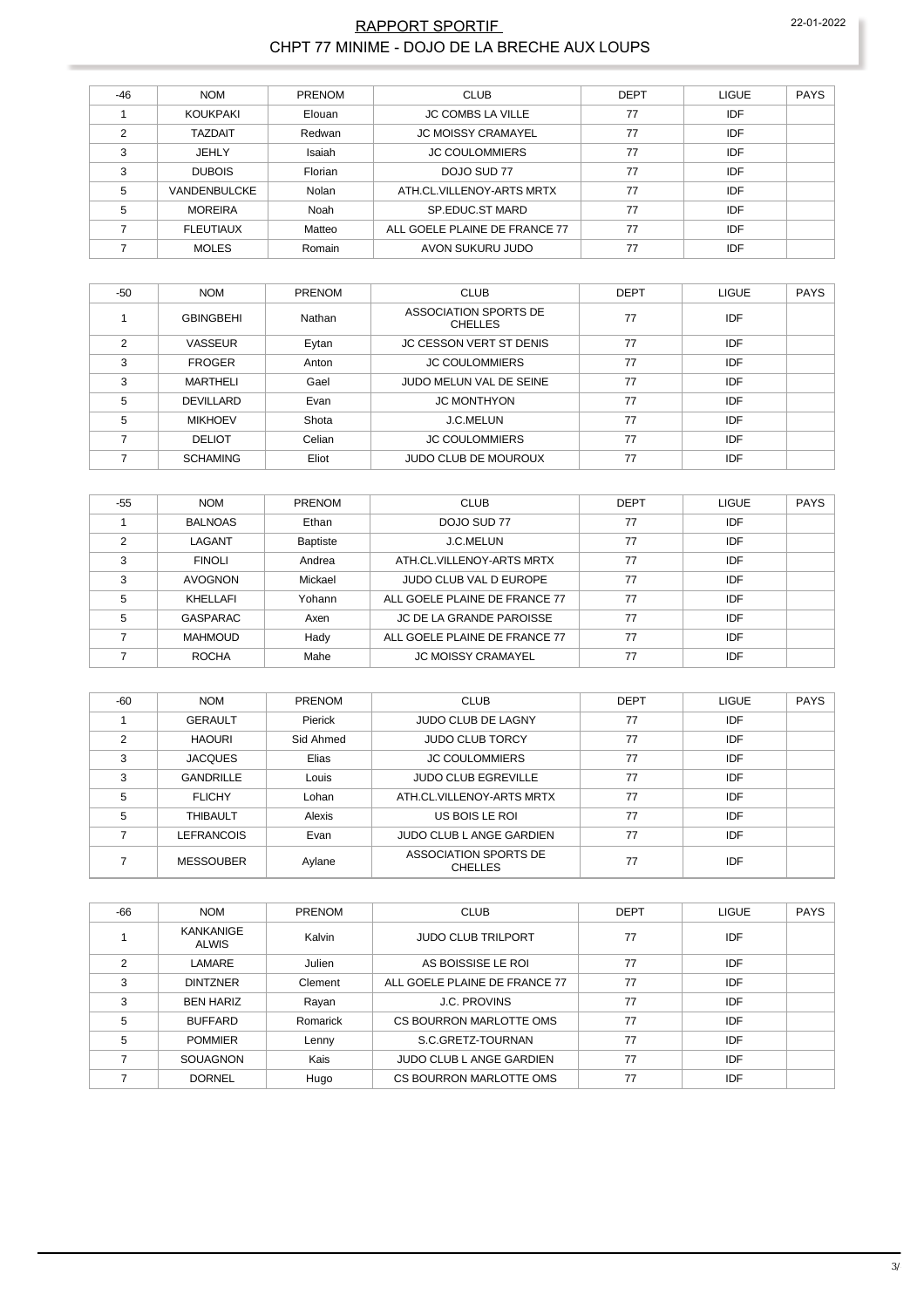# RAPPORT SPORTIF

## CHPT 77 MINIME - DOJO DE LA BRECHE AUX LOUPS

22-01-2022

| -46 | NOM | PRENOM | CLUB | DEPT | LIGUE | PAYS |
|---|---|---|---|---|---|---|
| 1 | KOUKPAKI | Elouan | JC COMBS LA VILLE | 77 | IDF | |
| 2 | TAZDAIT | Redwan | JC MOISSY CRAMAYEL | 77 | IDF | |
| 3 | JEHLY | Isaiah | JC COULOMMIERS | 77 | IDF | |
| 3 | DUBOIS | Florian | DOJO SUD 77 | 77 | IDF | |
| 5 | VANDENBULCKE | Nolan | ATH.CL.VILLENOY-ARTS MRTX | 77 | IDF | |
| 5 | MOREIRA | Noah | SP.EDUC.ST MARD | 77 | IDF | |
| 7 | FLEUTIAUX | Matteo | ALL GOELE PLAINE DE FRANCE 77 | 77 | IDF | |
| 7 | MOLES | Romain | AVON SUKURU JUDO | 77 | IDF | |

| -50 | NOM | PRENOM | CLUB | DEPT | LIGUE | PAYS |
|---|---|---|---|---|---|---|
| 1 | GBINGBEHI | Nathan | ASSOCIATION SPORTS DE CHELLES | 77 | IDF | |
| 2 | VASSEUR | Eytan | JC CESSON VERT ST DENIS | 77 | IDF | |
| 3 | FROGER | Anton | JC COULOMMIERS | 77 | IDF | |
| 3 | MARTHELI | Gael | JUDO MELUN VAL DE SEINE | 77 | IDF | |
| 5 | DEVILLARD | Evan | JC MONTHYON | 77 | IDF | |
| 5 | MIKHOEV | Shota | J.C.MELUN | 77 | IDF | |
| 7 | DELIOT | Celian | JC COULOMMIERS | 77 | IDF | |
| 7 | SCHAMING | Eliot | JUDO CLUB DE MOUROUX | 77 | IDF | |

| -55 | NOM | PRENOM | CLUB | DEPT | LIGUE | PAYS |
|---|---|---|---|---|---|---|
| 1 | BALNOAS | Ethan | DOJO SUD 77 | 77 | IDF | |
| 2 | LAGANT | Baptiste | J.C.MELUN | 77 | IDF | |
| 3 | FINOLI | Andrea | ATH.CL.VILLENOY-ARTS MRTX | 77 | IDF | |
| 3 | AVOGNON | Mickael | JUDO CLUB VAL D EUROPE | 77 | IDF | |
| 5 | KHELLAFI | Yohann | ALL GOELE PLAINE DE FRANCE 77 | 77 | IDF | |
| 5 | GASPARAC | Axen | JC DE LA GRANDE PAROISSE | 77 | IDF | |
| 7 | MAHMOUD | Hady | ALL GOELE PLAINE DE FRANCE 77 | 77 | IDF | |
| 7 | ROCHA | Mahe | JC MOISSY CRAMAYEL | 77 | IDF | |

| -60 | NOM | PRENOM | CLUB | DEPT | LIGUE | PAYS |
|---|---|---|---|---|---|---|
| 1 | GERAULT | Pierick | JUDO CLUB DE LAGNY | 77 | IDF | |
| 2 | HAOURI | Sid Ahmed | JUDO CLUB TORCY | 77 | IDF | |
| 3 | JACQUES | Elias | JC COULOMMIERS | 77 | IDF | |
| 3 | GANDRILLE | Louis | JUDO CLUB EGREVILLE | 77 | IDF | |
| 5 | FLICHY | Lohan | ATH.CL.VILLENOY-ARTS MRTX | 77 | IDF | |
| 5 | THIBAULT | Alexis | US BOIS LE ROI | 77 | IDF | |
| 7 | LEFRANCOIS | Evan | JUDO CLUB L ANGE GARDIEN | 77 | IDF | |
| 7 | MESSOUBER | Aylane | ASSOCIATION SPORTS DE CHELLES | 77 | IDF | |

| -66 | NOM | PRENOM | CLUB | DEPT | LIGUE | PAYS |
|---|---|---|---|---|---|---|
| 1 | KANKANIGE ALWIS | Kalvin | JUDO CLUB TRILPORT | 77 | IDF | |
| 2 | LAMARE | Julien | AS BOISSISE LE ROI | 77 | IDF | |
| 3 | DINTZNER | Clement | ALL GOELE PLAINE DE FRANCE 77 | 77 | IDF | |
| 3 | BEN HARIZ | Rayan | J.C. PROVINS | 77 | IDF | |
| 5 | BUFFARD | Romarick | CS BOURRON MARLOTTE OMS | 77 | IDF | |
| 5 | POMMIER | Lenny | S.C.GRETZ-TOURNAN | 77 | IDF | |
| 7 | SOUAGNON | Kais | JUDO CLUB L ANGE GARDIEN | 77 | IDF | |
| 7 | DORNEL | Hugo | CS BOURRON MARLOTTE OMS | 77 | IDF | |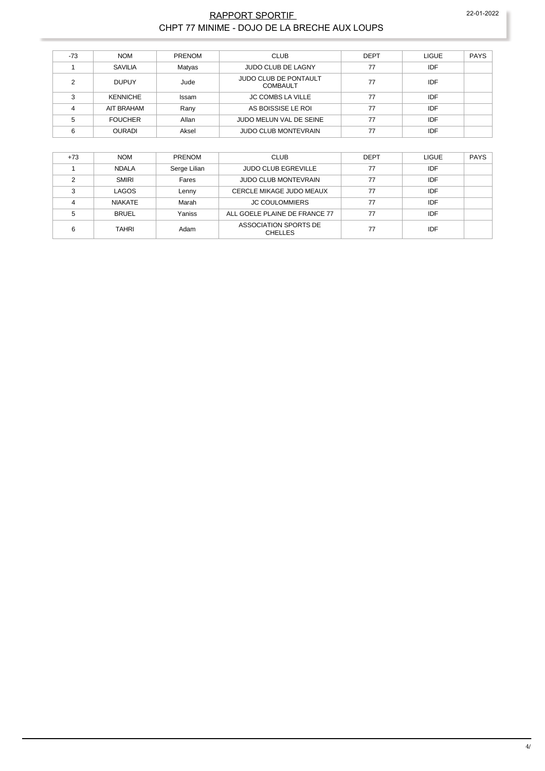# RAPPORT SPORTIF

## CHPT 77 MINIME - DOJO DE LA BRECHE AUX LOUPS

22-01-2022

| -73 | NOM | PRENOM | CLUB | DEPT | LIGUE | PAYS |
|---|---|---|---|---|---|---|
| 1 | SAVILIA | Matyas | JUDO CLUB DE LAGNY | 77 | IDF | |
| 2 | DUPUY | Jude | JUDO CLUB DE PONTAULT COMBAULT | 77 | IDF | |
| 3 | KENNICHE | Issam | JC COMBS LA VILLE | 77 | IDF | |
| 4 | AIT BRAHAM | Rany | AS BOISSISE LE ROI | 77 | IDF | |
| 5 | FOUCHER | Allan | JUDO MELUN VAL DE SEINE | 77 | IDF | |
| 6 | OURADI | Aksel | JUDO CLUB MONTEVRAIN | 77 | IDF | |

| +73 | NOM | PRENOM | CLUB | DEPT | LIGUE | PAYS |
|---|---|---|---|---|---|---|
| 1 | NDALA | Serge Lilian | JUDO CLUB EGREVILLE | 77 | IDF | |
| 2 | SMIRI | Fares | JUDO CLUB MONTEVRAIN | 77 | IDF | |
| 3 | LAGOS | Lenny | CERCLE MIKAGE JUDO MEAUX | 77 | IDF | |
| 4 | NIAKATE | Marah | JC COULOMMIERS | 77 | IDF | |
| 5 | BRUEL | Yaniss | ALL GOELE PLAINE DE FRANCE 77 | 77 | IDF | |
| 6 | TAHRI | Adam | ASSOCIATION SPORTS DE CHELLES | 77 | IDF | |